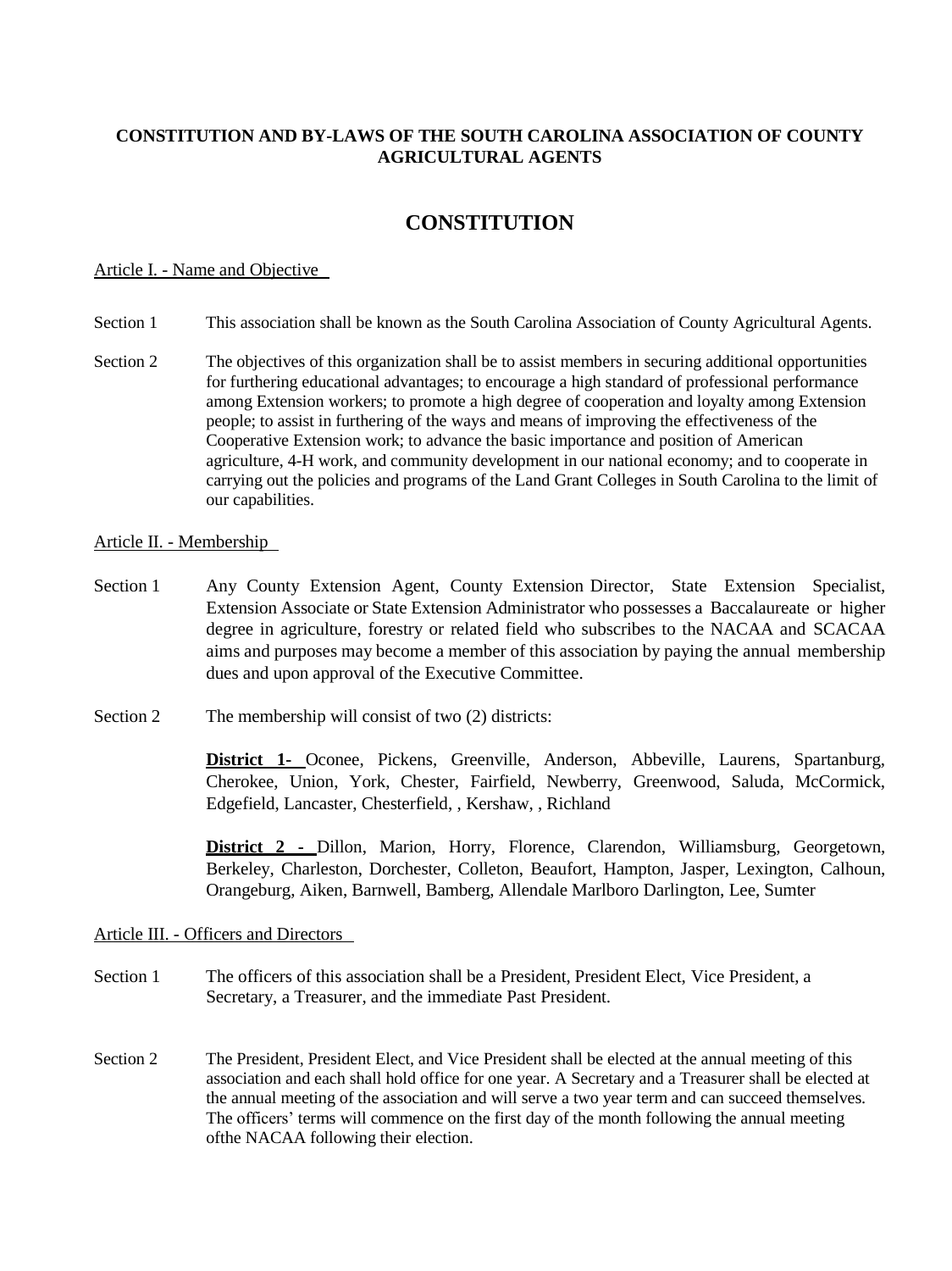**CONSTITUTION AND BY-LAWS OF THE SOUTH CAROLINA ASSOCIATION OF COUNTY AGRICULTURAL AGENTS**

# CONSTITUTION

Article I. - Name and Objective

Section 1 This association shall be known as the South Carolina Association of County Agricultural Agents.

Section 2 The objectives of this organization shall be to assist members in securing additional opportunities for furthering educational advantages; to encourage a high standard of professional performance among Extension workers; to promote a high degree of cooperation and loyalty among Extension people; to assist in furthering of the ways and means of improving the effectiveness of the Cooperative Extension work; to advance the basic importance and position of American agriculture, 4-H work, and community development in our national economy; and to cooperate in carrying out the policies and programs of the Land Grant Colleges in South Carolina to the limit of our capabilities.

Article II. - Membership

Section 1 Any County Extension Agent, County Extension Director, State Extension Specialist, Extension Associate or State Extension Administrator who possesses a Baccalaureate or higher degree in agriculture, forestry or related field who subscribes to the NACAA and SCACAA aims and purposes may become a member of this association by paying the annual membership dues and upon approval of the Executive Committee.

Section 2 The membership will consist of two (2) districts:

**District 1-** Oconee, Pickens, Greenville, Anderson, Abbeville, Laurens, Spartanburg, Cherokee, Union, York, Chester, Fairfield, Newberry, Greenwood, Saluda, McCormick, Edgefield, Lancaster, Chesterfield, , Kershaw, , Richland

**District 2 -** Dillon, Marion, Horry, Florence, Clarendon, Williamsburg, Georgetown, Berkeley, Charleston, Dorchester, Colleton, Beaufort, Hampton, Jasper, Lexington, Calhoun, Orangeburg, Aiken, Barnwell, Bamberg, Allendale Marlboro Darlington, Lee, Sumter

Article III. - Officers and Directors

Section 1 The officers of this association shall be a President, President Elect, Vice President, a Secretary, a Treasurer, and the immediate Past President.

Section 2 The President, President Elect, and Vice President shall be elected at the annual meeting of this association and each shall hold office for one year. A Secretary and a Treasurer shall be elected at the annual meeting of the association and will serve a two year term and can succeed themselves. The officers' terms will commence on the first day of the month following the annual meeting ofthe NACAA following their election.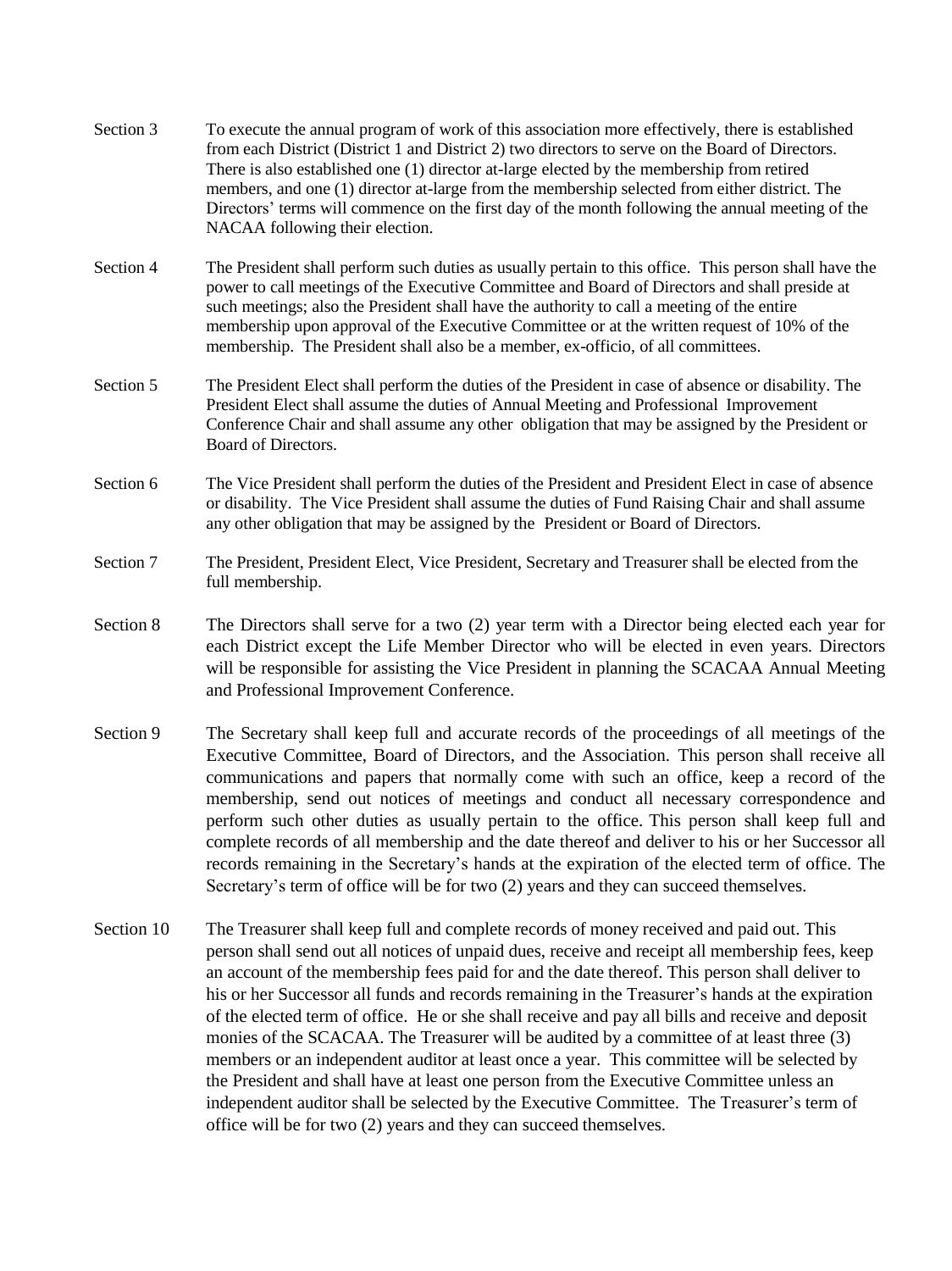Section 3 To execute the annual program of work of this association more effectively, there is established from each District (District 1 and District 2) two directors to serve on the Board of Directors. There is also established one (1) director at-large elected by the membership from retired members, and one (1) director at-large from the membership selected from either district. The Directors' terms will commence on the first day of the month following the annual meeting of the NACAA following their election.

Section 4 The President shall perform such duties as usually pertain to this office. This person shall have the power to call meetings of the Executive Committee and Board of Directors and shall preside at such meetings; also the President shall have the authority to call a meeting of the entire membership upon approval of the Executive Committee or at the written request of 10% of the membership. The President shall also be a member, ex-officio, of all committees.

Section 5 The President Elect shall perform the duties of the President in case of absence or disability. The President Elect shall assume the duties of Annual Meeting and Professional Improvement Conference Chair and shall assume any other obligation that may be assigned by the President or Board of Directors.

Section 6 The Vice President shall perform the duties of the President and President Elect in case of absence or disability. The Vice President shall assume the duties of Fund Raising Chair and shall assume any other obligation that may be assigned by the President or Board of Directors.

Section 7 The President, President Elect, Vice President, Secretary and Treasurer shall be elected from the full membership.

Section 8 The Directors shall serve for a two (2) year term with a Director being elected each year for each District except the Life Member Director who will be elected in even years. Directors will be responsible for assisting the Vice President in planning the SCACAA Annual Meeting and Professional Improvement Conference.

Section 9 The Secretary shall keep full and accurate records of the proceedings of all meetings of the Executive Committee, Board of Directors, and the Association. This person shall receive all communications and papers that normally come with such an office, keep a record of the membership, send out notices of meetings and conduct all necessary correspondence and perform such other duties as usually pertain to the office. This person shall keep full and complete records of all membership and the date thereof and deliver to his or her Successor all records remaining in the Secretary's hands at the expiration of the elected term of office. The Secretary's term of office will be for two (2) years and they can succeed themselves.

Section 10 The Treasurer shall keep full and complete records of money received and paid out. This person shall send out all notices of unpaid dues, receive and receipt all membership fees, keep an account of the membership fees paid for and the date thereof. This person shall deliver to his or her Successor all funds and records remaining in the Treasurer's hands at the expiration of the elected term of office. He or she shall receive and pay all bills and receive and deposit monies of the SCACAA. The Treasurer will be audited by a committee of at least three (3) members or an independent auditor at least once a year. This committee will be selected by the President and shall have at least one person from the Executive Committee unless an independent auditor shall be selected by the Executive Committee. The Treasurer's term of office will be for two (2) years and they can succeed themselves.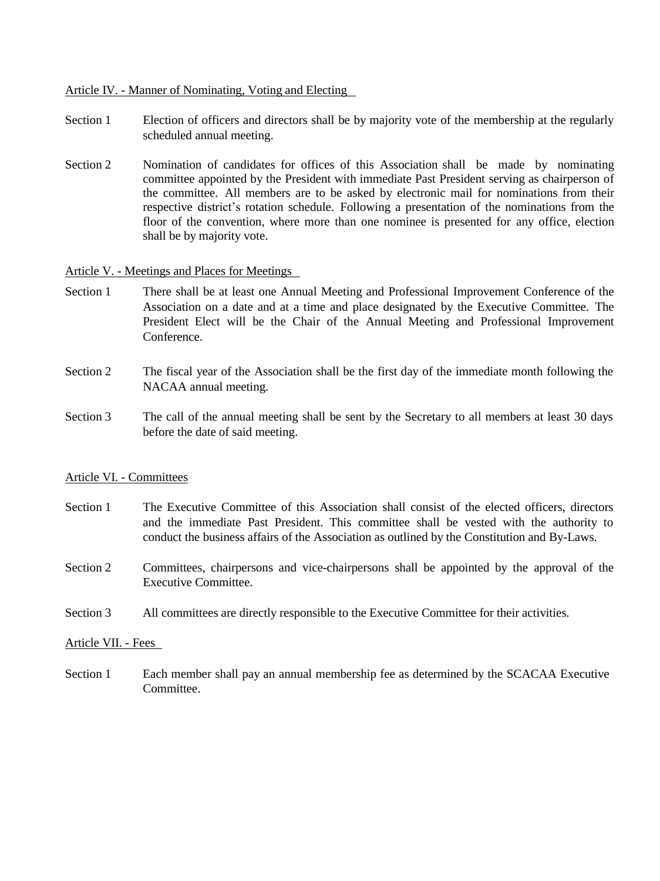<u>Article IV. - Manner of Nominating, Voting and Electing</u>

Section 1 Election of officers and directors shall be by majority vote of the membership at the regularly scheduled annual meeting.

Section 2 Nomination of candidates for offices of this Association shall be made by nominating committee appointed by the President with immediate Past President serving as chairperson of the committee. All members are to be asked by electronic mail for nominations from their respective district's rotation schedule. Following a presentation of the nominations from the floor of the convention, where more than one nominee is presented for any office, election shall be by majority vote.

<u>Article V. - Meetings and Places for Meetings</u>

Section 1 There shall be at least one Annual Meeting and Professional Improvement Conference of the Association on a date and at a time and place designated by the Executive Committee. The President Elect will be the Chair of the Annual Meeting and Professional Improvement Conference.

Section 2 The fiscal year of the Association shall be the first day of the immediate month following the NACAA annual meeting.

Section 3 The call of the annual meeting shall be sent by the Secretary to all members at least 30 days before the date of said meeting.

<u>Article VI. - Committees</u>

Section 1 The Executive Committee of this Association shall consist of the elected officers, directors and the immediate Past President. This committee shall be vested with the authority to conduct the business affairs of the Association as outlined by the Constitution and By-Laws.

Section 2 Committees, chairpersons and vice-chairpersons shall be appointed by the approval of the Executive Committee.

Section 3 All committees are directly responsible to the Executive Committee for their activities.

<u>Article VII. - Fees</u>

Section 1 Each member shall pay an annual membership fee as determined by the SCACAA Executive Committee.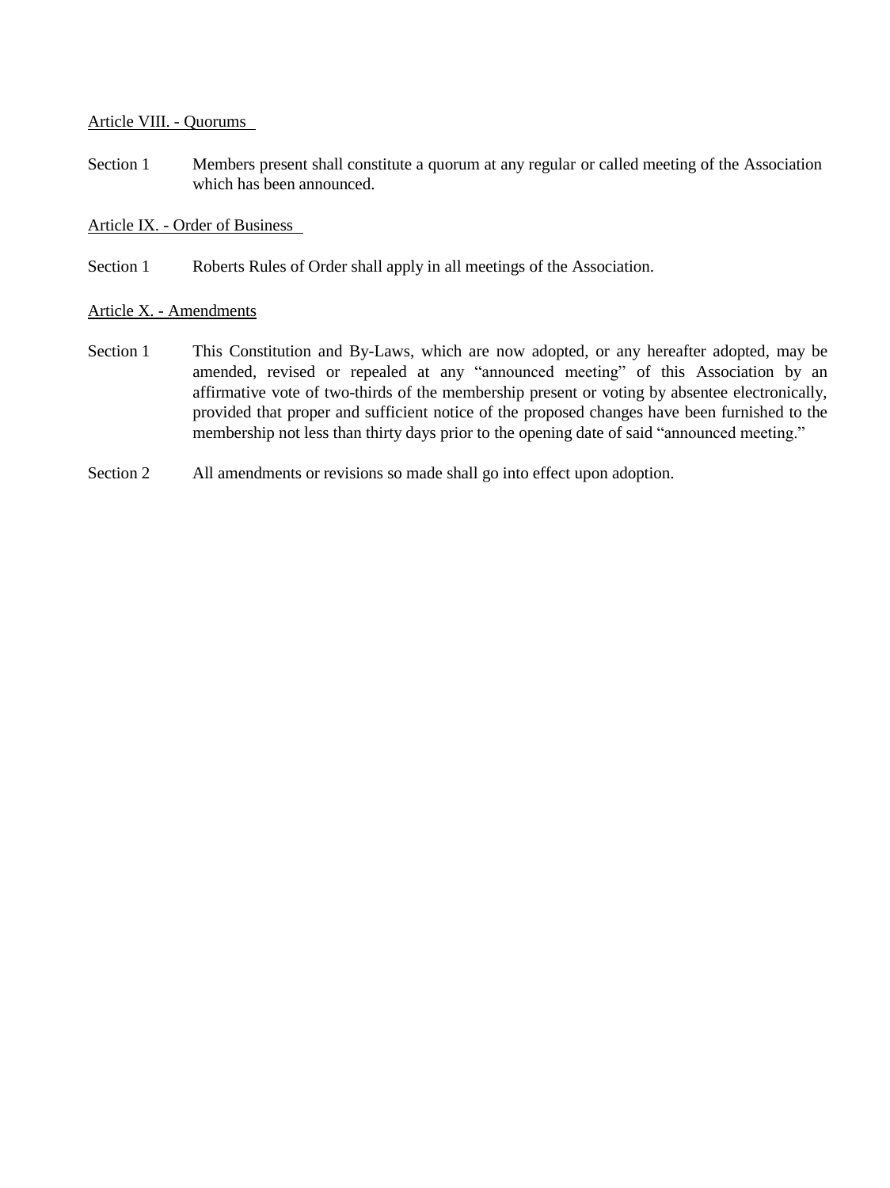Article VIII. - Quorums

Section 1 Members present shall constitute a quorum at any regular or called meeting of the Association which has been announced.

Article IX. - Order of Business

Section 1 Roberts Rules of Order shall apply in all meetings of the Association.

Article X. - Amendments

Section 1 This Constitution and By-Laws, which are now adopted, or any hereafter adopted, may be amended, revised or repealed at any "announced meeting" of this Association by an affirmative vote of two-thirds of the membership present or voting by absentee electronically, provided that proper and sufficient notice of the proposed changes have been furnished to the membership not less than thirty days prior to the opening date of said "announced meeting."

Section 2 All amendments or revisions so made shall go into effect upon adoption.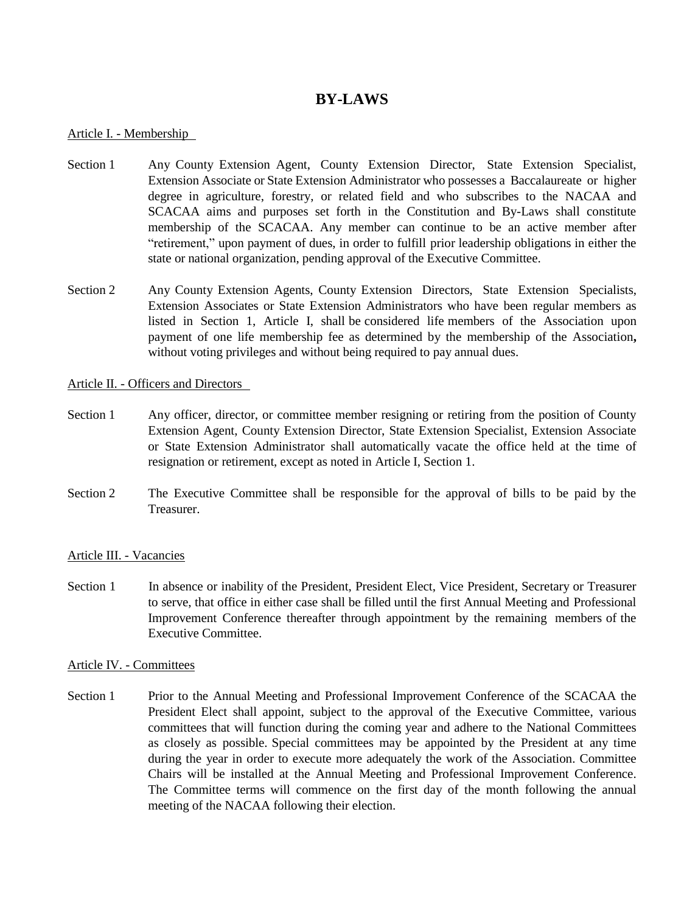# BY-LAWS

Article I. - Membership

Section 1 Any County Extension Agent, County Extension Director, State Extension Specialist, Extension Associate or State Extension Administrator who possesses a Baccalaureate or higher degree in agriculture, forestry, or related field and who subscribes to the NACAA and SCACAA aims and purposes set forth in the Constitution and By-Laws shall constitute membership of the SCACAA. Any member can continue to be an active member after "retirement," upon payment of dues, in order to fulfill prior leadership obligations in either the state or national organization, pending approval of the Executive Committee.

Section 2 Any County Extension Agents, County Extension Directors, State Extension Specialists, Extension Associates or State Extension Administrators who have been regular members as listed in Section 1, Article I, shall be considered life members of the Association upon payment of one life membership fee as determined by the membership of the Association**,** without voting privileges and without being required to pay annual dues.

Article II. - Officers and Directors

Section 1 Any officer, director, or committee member resigning or retiring from the position of County Extension Agent, County Extension Director, State Extension Specialist, Extension Associate or State Extension Administrator shall automatically vacate the office held at the time of resignation or retirement, except as noted in Article I, Section 1.

Section 2 The Executive Committee shall be responsible for the approval of bills to be paid by the Treasurer.

Article III. - Vacancies

Section 1 In absence or inability of the President, President Elect, Vice President, Secretary or Treasurer to serve, that office in either case shall be filled until the first Annual Meeting and Professional Improvement Conference thereafter through appointment by the remaining members of the Executive Committee.

Article IV. - Committees

Section 1 Prior to the Annual Meeting and Professional Improvement Conference of the SCACAA the President Elect shall appoint, subject to the approval of the Executive Committee, various committees that will function during the coming year and adhere to the National Committees as closely as possible. Special committees may be appointed by the President at any time during the year in order to execute more adequately the work of the Association. Committee Chairs will be installed at the Annual Meeting and Professional Improvement Conference. The Committee terms will commence on the first day of the month following the annual meeting of the NACAA following their election.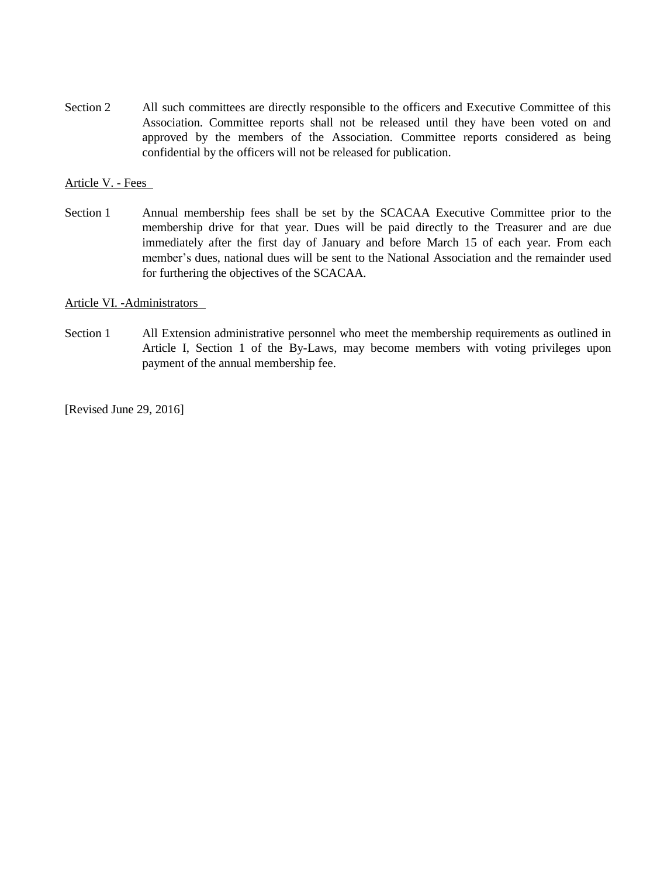Section 2 All such committees are directly responsible to the officers and Executive Committee of this Association. Committee reports shall not be released until they have been voted on and approved by the members of the Association. Committee reports considered as being confidential by the officers will not be released for publication.

<u>Article V. - Fees</u>

Section 1 Annual membership fees shall be set by the SCACAA Executive Committee prior to the membership drive for that year. Dues will be paid directly to the Treasurer and are due immediately after the first day of January and before March 15 of each year. From each member's dues, national dues will be sent to the National Association and the remainder used for furthering the objectives of the SCACAA.

<u>Article VI. -Administrators</u>

Section 1 All Extension administrative personnel who meet the membership requirements as outlined in Article I, Section 1 of the By-Laws, may become members with voting privileges upon payment of the annual membership fee.

[Revised June 29, 2016]